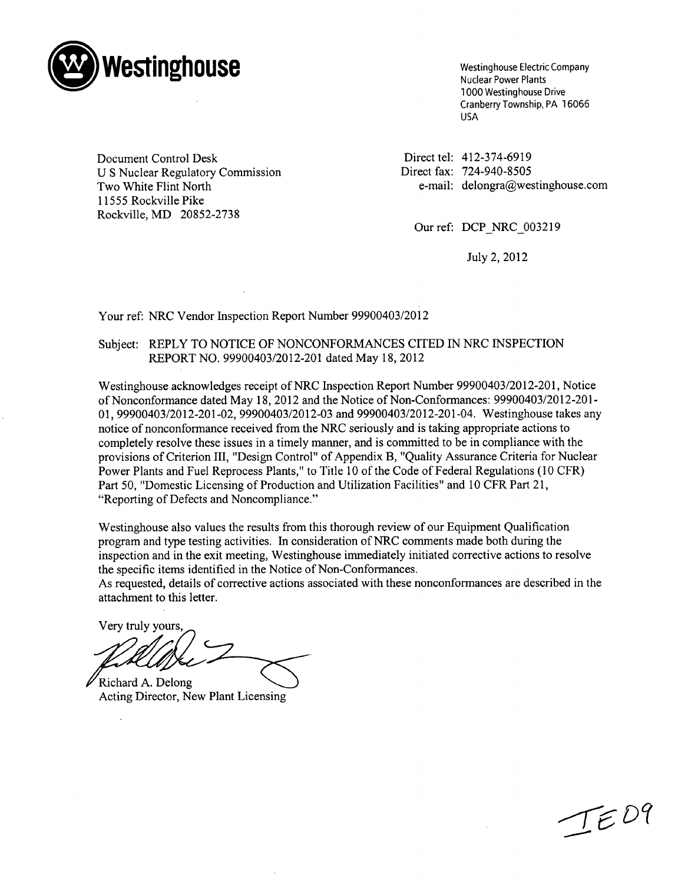**Westinghouse**

Westinghouse Electric Company
Nuclear Power Plants
1000 Westinghouse Drive
Cranberry Township, PA 16066
USA

Document Control Desk
U S Nuclear Regulatory Commission
Two White Flint North
11555 Rockville Pike
Rockville, MD 20852-2738

Direct tel: 412-374-6919
Direct fax: 724-940-8505
e-mail: delongra@westinghouse.com

Our ref: DCP_NRC_003219

July 2, 2012

Your ref: NRC Vendor Inspection Report Number 99900403/2012

Subject: REPLY TO NOTICE OF NONCONFORMANCES CITED IN NRC INSPECTION REPORT NO. 99900403/2012-201 dated May 18, 2012

Westinghouse acknowledges receipt of NRC Inspection Report Number 99900403/2012-201, Notice of Nonconformance dated May 18, 2012 and the Notice of Non-Conformances: 99900403/2012-201-01, 99900403/2012-201-02, 99900403/2012-03 and 99900403/2012-201-04. Westinghouse takes any notice of nonconformance received from the NRC seriously and is taking appropriate actions to completely resolve these issues in a timely manner, and is committed to be in compliance with the provisions of Criterion III, "Design Control" of Appendix B, "Quality Assurance Criteria for Nuclear Power Plants and Fuel Reprocess Plants," to Title 10 of the Code of Federal Regulations (10 CFR) Part 50, "Domestic Licensing of Production and Utilization Facilities" and 10 CFR Part 21, "Reporting of Defects and Noncompliance."

Westinghouse also values the results from this thorough review of our Equipment Qualification program and type testing activities. In consideration of NRC comments made both during the inspection and in the exit meeting, Westinghouse immediately initiated corrective actions to resolve the specific items identified in the Notice of Non-Conformances.
As requested, details of corrective actions associated with these nonconformances are described in the attachment to this letter.

Very truly yours,

Richard A. Delong
Acting Director, New Plant Licensing

IE09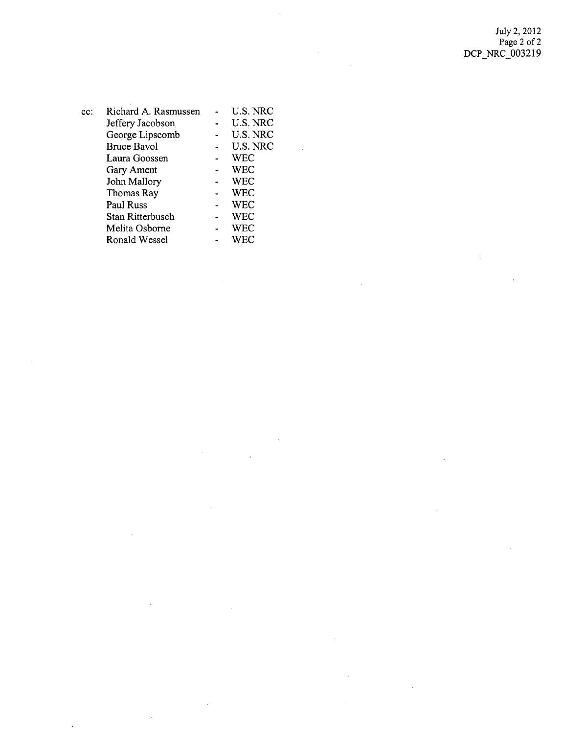July 2, 2012
DCP_NRC_003219

cc:

| Name | | Organization |
|---|---|---|
| Richard A. Rasmussen | - | U.S. NRC |
| Jeffery Jacobson | - | U.S. NRC |
| George Lipscomb | - | U.S. NRC |
| Bruce Bavol | - | U.S. NRC |
| Laura Goossen | - | WEC |
| Gary Ament | - | WEC |
| John Mallory | - | WEC |
| Thomas Ray | - | WEC |
| Paul Russ | - | WEC |
| Stan Ritterbusch | - | WEC |
| Melita Osborne | - | WEC |
| Ronald Wessel | - | WEC |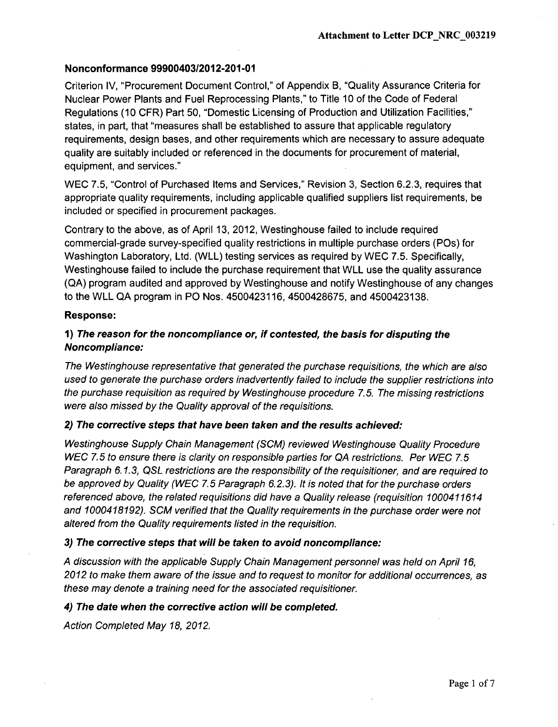### Nonconformance 99900403/2012-201-01

Criterion IV, "Procurement Document Control," of Appendix B, "Quality Assurance Criteria for Nuclear Power Plants and Fuel Reprocessing Plants," to Title 10 of the Code of Federal Regulations (10 CFR) Part 50, "Domestic Licensing of Production and Utilization Facilities," states, in part, that "measures shall be established to assure that applicable regulatory requirements, design bases, and other requirements which are necessary to assure adequate quality are suitably included or referenced in the documents for procurement of material, equipment, and services."

WEC 7.5, "Control of Purchased Items and Services," Revision 3, Section 6.2.3, requires that appropriate quality requirements, including applicable qualified suppliers list requirements, be included or specified in procurement packages.

Contrary to the above, as of April 13, 2012, Westinghouse failed to include required commercial-grade survey-specified quality restrictions in multiple purchase orders (POs) for Washington Laboratory, Ltd. (WLL) testing services as required by WEC 7.5. Specifically, Westinghouse failed to include the purchase requirement that WLL use the quality assurance (QA) program audited and approved by Westinghouse and notify Westinghouse of any changes to the WLL QA program in PO Nos. 4500423116, 4500428675, and 4500423138.

**Response:**

***1) The reason for the noncompliance or, if contested, the basis for disputing the Noncompliance:***

*The Westinghouse representative that generated the purchase requisitions, the which are also used to generate the purchase orders inadvertently failed to include the supplier restrictions into the purchase requisition as required by Westinghouse procedure 7.5. The missing restrictions were also missed by the Quality approval of the requisitions.*

***2) The corrective steps that have been taken and the results achieved:***

*Westinghouse Supply Chain Management (SCM) reviewed Westinghouse Quality Procedure WEC 7.5 to ensure there is clarity on responsible parties for QA restrictions. Per WEC 7.5 Paragraph 6.1.3, QSL restrictions are the responsibility of the requisitioner, and are required to be approved by Quality (WEC 7.5 Paragraph 6.2.3). It is noted that for the purchase orders referenced above, the related requisitions did have a Quality release (requisition 1000411614 and 1000418192). SCM verified that the Quality requirements in the purchase order were not altered from the Quality requirements listed in the requisition.*

***3) The corrective steps that will be taken to avoid noncompliance:***

*A discussion with the applicable Supply Chain Management personnel was held on April 16, 2012 to make them aware of the issue and to request to monitor for additional occurrences, as these may denote a training need for the associated requisitioner.*

***4) The date when the corrective action will be completed.***

*Action Completed May 18, 2012.*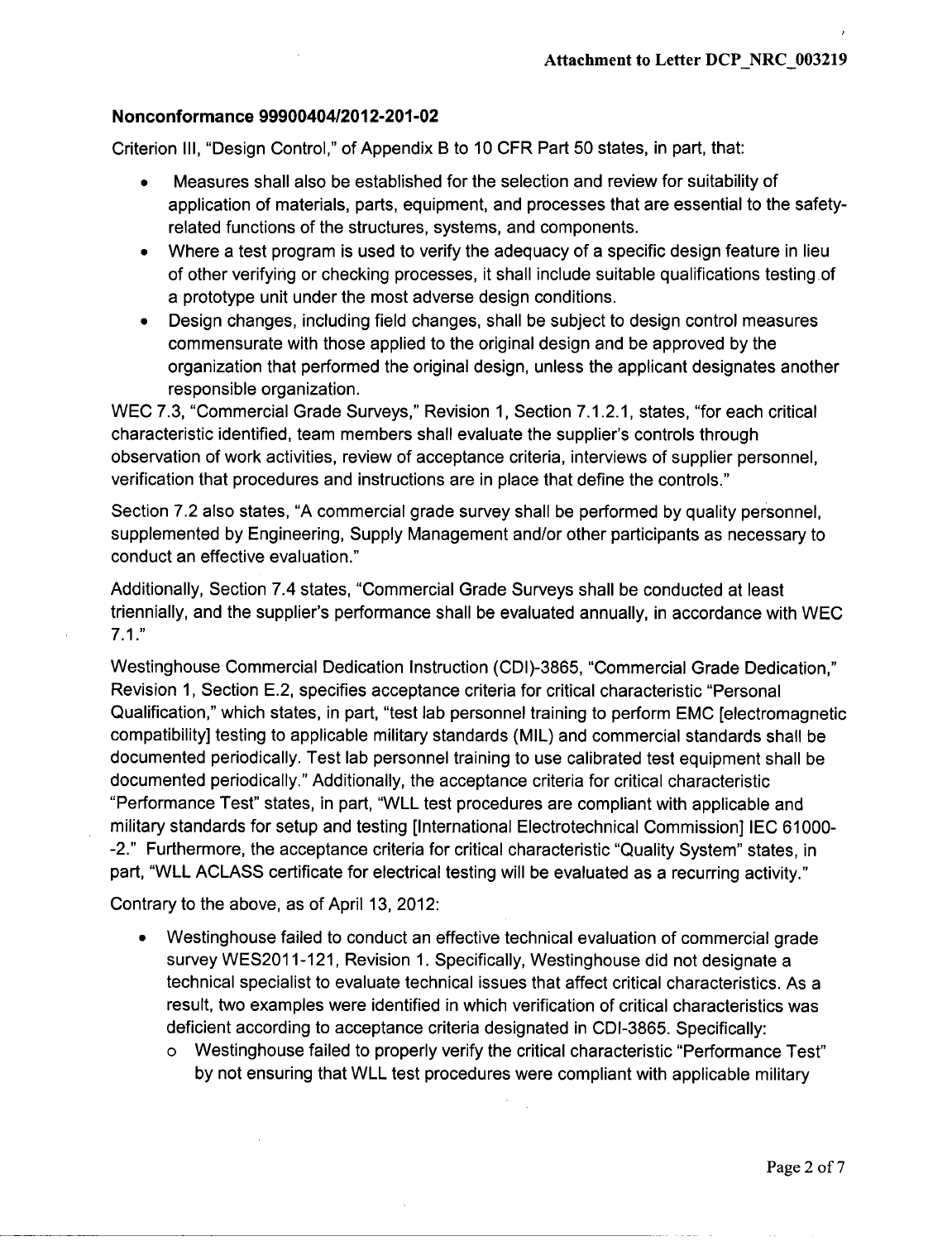### Nonconformance 99900404/2012-201-02

Criterion III, "Design Control," of Appendix B to 10 CFR Part 50 states, in part, that:

- Measures shall also be established for the selection and review for suitability of application of materials, parts, equipment, and processes that are essential to the safety-related functions of the structures, systems, and components.
- Where a test program is used to verify the adequacy of a specific design feature in lieu of other verifying or checking processes, it shall include suitable qualifications testing of a prototype unit under the most adverse design conditions.
- Design changes, including field changes, shall be subject to design control measures commensurate with those applied to the original design and be approved by the organization that performed the original design, unless the applicant designates another responsible organization.

WEC 7.3, "Commercial Grade Surveys," Revision 1, Section 7.1.2.1, states, "for each critical characteristic identified, team members shall evaluate the supplier's controls through observation of work activities, review of acceptance criteria, interviews of supplier personnel, verification that procedures and instructions are in place that define the controls."

Section 7.2 also states, "A commercial grade survey shall be performed by quality personnel, supplemented by Engineering, Supply Management and/or other participants as necessary to conduct an effective evaluation."

Additionally, Section 7.4 states, "Commercial Grade Surveys shall be conducted at least triennially, and the supplier's performance shall be evaluated annually, in accordance with WEC 7.1."

Westinghouse Commercial Dedication Instruction (CDI)-3865, "Commercial Grade Dedication," Revision 1, Section E.2, specifies acceptance criteria for critical characteristic "Personal Qualification," which states, in part, "test lab personnel training to perform EMC [electromagnetic compatibility] testing to applicable military standards (MIL) and commercial standards shall be documented periodically. Test lab personnel training to use calibrated test equipment shall be documented periodically." Additionally, the acceptance criteria for critical characteristic "Performance Test" states, in part, "WLL test procedures are compliant with applicable and military standards for setup and testing [International Electrotechnical Commission] IEC 61000--2." Furthermore, the acceptance criteria for critical characteristic "Quality System" states, in part, "WLL ACLASS certificate for electrical testing will be evaluated as a recurring activity."

Contrary to the above, as of April 13, 2012:

- Westinghouse failed to conduct an effective technical evaluation of commercial grade survey WES2011-121, Revision 1. Specifically, Westinghouse did not designate a technical specialist to evaluate technical issues that affect critical characteristics. As a result, two examples were identified in which verification of critical characteristics was deficient according to acceptance criteria designated in CDI-3865. Specifically:
  - Westinghouse failed to properly verify the critical characteristic "Performance Test" by not ensuring that WLL test procedures were compliant with applicable military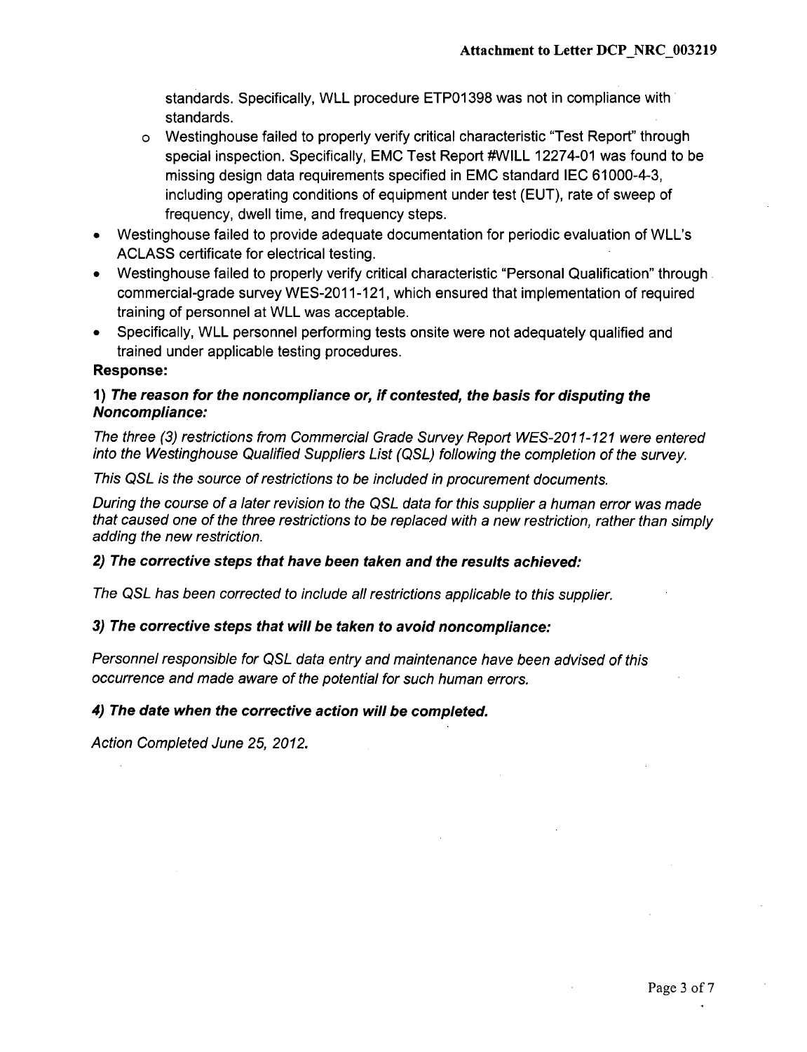standards. Specifically, WLL procedure ETP01398 was not in compliance with standards.

- o Westinghouse failed to properly verify critical characteristic "Test Report" through special inspection. Specifically, EMC Test Report #WILL 12274-01 was found to be missing design data requirements specified in EMC standard IEC 61000-4-3, including operating conditions of equipment under test (EUT), rate of sweep of frequency, dwell time, and frequency steps.

- Westinghouse failed to provide adequate documentation for periodic evaluation of WLL's ACLASS certificate for electrical testing.
- Westinghouse failed to properly verify critical characteristic "Personal Qualification" through commercial-grade survey WES-2011-121, which ensured that implementation of required training of personnel at WLL was acceptable.
- Specifically, WLL personnel performing tests onsite were not adequately qualified and trained under applicable testing procedures.

**Response:**

***1) The reason for the noncompliance or, if contested, the basis for disputing the Noncompliance:***

*The three (3) restrictions from Commercial Grade Survey Report WES-2011-121 were entered into the Westinghouse Qualified Suppliers List (QSL) following the completion of the survey.*

*This QSL is the source of restrictions to be included in procurement documents.*

*During the course of a later revision to the QSL data for this supplier a human error was made that caused one of the three restrictions to be replaced with a new restriction, rather than simply adding the new restriction.*

***2) The corrective steps that have been taken and the results achieved:***

*The QSL has been corrected to include all restrictions applicable to this supplier.*

***3) The corrective steps that will be taken to avoid noncompliance:***

*Personnel responsible for QSL data entry and maintenance have been advised of this occurrence and made aware of the potential for such human errors.*

***4) The date when the corrective action will be completed.***

*Action Completed June 25, 2012.*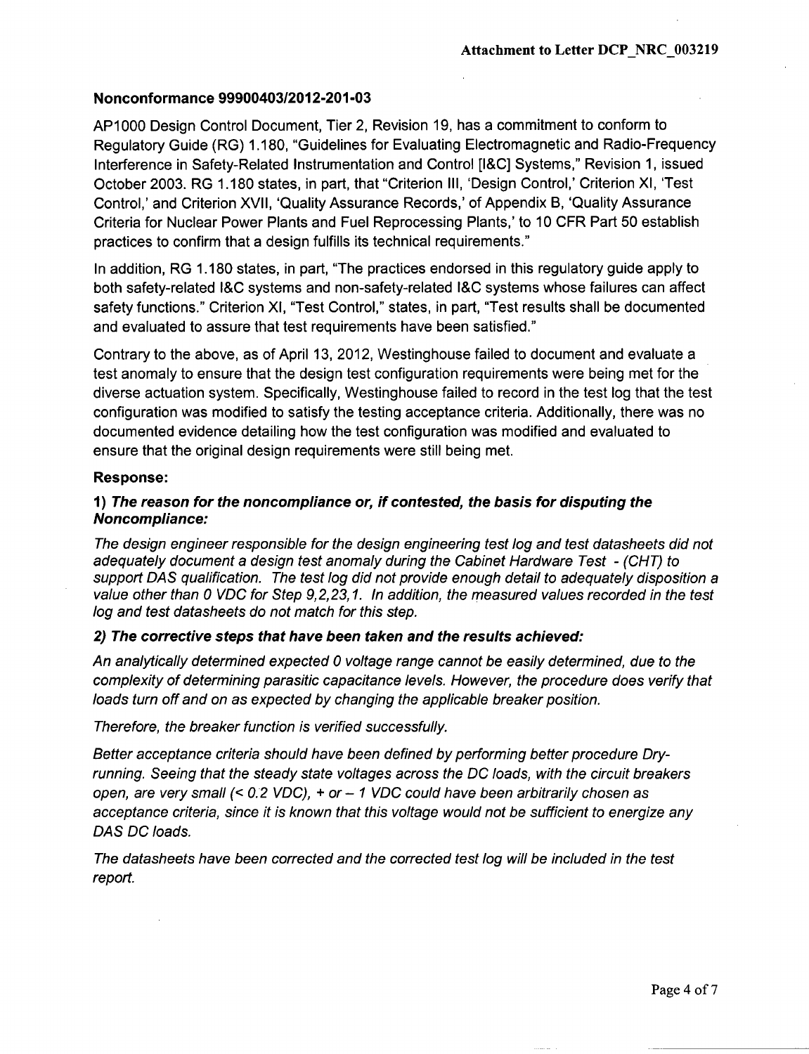### Nonconformance 99900403/2012-201-03

AP1000 Design Control Document, Tier 2, Revision 19, has a commitment to conform to Regulatory Guide (RG) 1.180, "Guidelines for Evaluating Electromagnetic and Radio-Frequency Interference in Safety-Related Instrumentation and Control [I&C] Systems," Revision 1, issued October 2003. RG 1.180 states, in part, that "Criterion III, 'Design Control,' Criterion XI, 'Test Control,' and Criterion XVII, 'Quality Assurance Records,' of Appendix B, 'Quality Assurance Criteria for Nuclear Power Plants and Fuel Reprocessing Plants,' to 10 CFR Part 50 establish practices to confirm that a design fulfills its technical requirements."

In addition, RG 1.180 states, in part, "The practices endorsed in this regulatory guide apply to both safety-related I&C systems and non-safety-related I&C systems whose failures can affect safety functions." Criterion XI, "Test Control," states, in part, "Test results shall be documented and evaluated to assure that test requirements have been satisfied."

Contrary to the above, as of April 13, 2012, Westinghouse failed to document and evaluate a test anomaly to ensure that the design test configuration requirements were being met for the diverse actuation system. Specifically, Westinghouse failed to record in the test log that the test configuration was modified to satisfy the testing acceptance criteria. Additionally, there was no documented evidence detailing how the test configuration was modified and evaluated to ensure that the original design requirements were still being met.

**Response:**

**1) *The reason for the noncompliance or, if contested, the basis for disputing the Noncompliance:***

*The design engineer responsible for the design engineering test log and test datasheets did not adequately document a design test anomaly during the Cabinet Hardware Test - (CHT) to support DAS qualification. The test log did not provide enough detail to adequately disposition a value other than 0 VDC for Step 9,2,23,1. In addition, the measured values recorded in the test log and test datasheets do not match for this step.*

**2) *The corrective steps that have been taken and the results achieved:***

*An analytically determined expected 0 voltage range cannot be easily determined, due to the complexity of determining parasitic capacitance levels. However, the procedure does verify that loads turn off and on as expected by changing the applicable breaker position.*

*Therefore, the breaker function is verified successfully.*

*Better acceptance criteria should have been defined by performing better procedure Dry-running. Seeing that the steady state voltages across the DC loads, with the circuit breakers open, are very small (< 0.2 VDC), + or – 1 VDC could have been arbitrarily chosen as acceptance criteria, since it is known that this voltage would not be sufficient to energize any DAS DC loads.*

*The datasheets have been corrected and the corrected test log will be included in the test report.*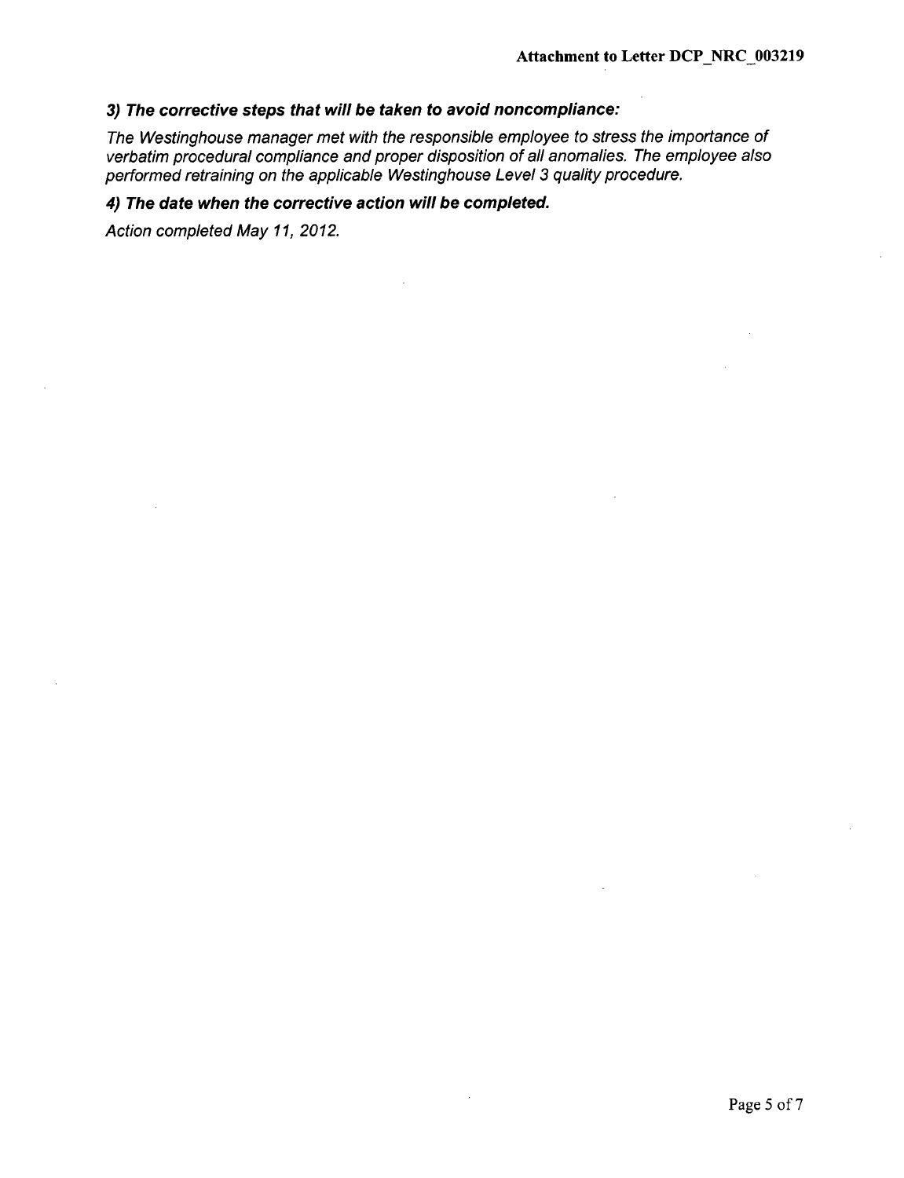***3) The corrective steps that will be taken to avoid noncompliance:***

*The Westinghouse manager met with the responsible employee to stress the importance of verbatim procedural compliance and proper disposition of all anomalies. The employee also performed retraining on the applicable Westinghouse Level 3 quality procedure.*

***4) The date when the corrective action will be completed.***

*Action completed May 11, 2012.*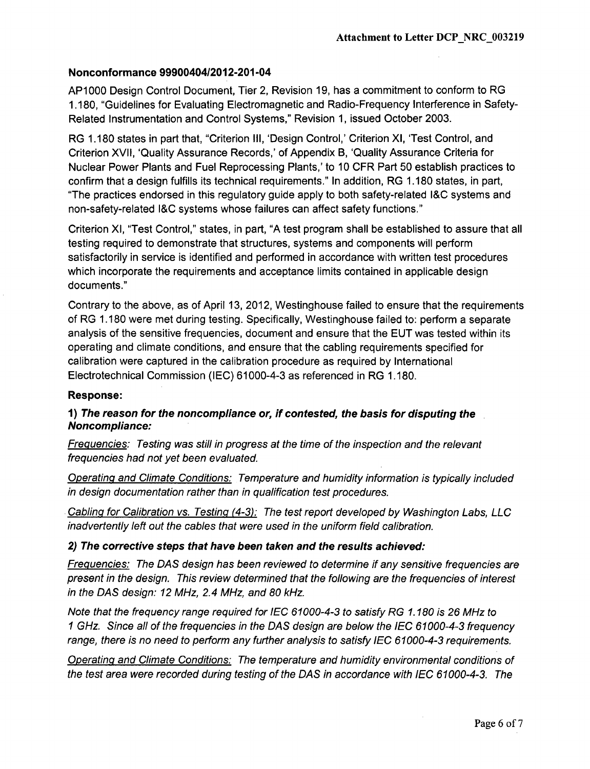### Nonconformance 99900404/2012-201-04

AP1000 Design Control Document, Tier 2, Revision 19, has a commitment to conform to RG 1.180, "Guidelines for Evaluating Electromagnetic and Radio-Frequency Interference in Safety-Related Instrumentation and Control Systems," Revision 1, issued October 2003.

RG 1.180 states in part that, "Criterion III, 'Design Control,' Criterion XI, 'Test Control, and Criterion XVII, 'Quality Assurance Records,' of Appendix B, 'Quality Assurance Criteria for Nuclear Power Plants and Fuel Reprocessing Plants,' to 10 CFR Part 50 establish practices to confirm that a design fulfills its technical requirements." In addition, RG 1.180 states, in part, "The practices endorsed in this regulatory guide apply to both safety-related I&C systems and non-safety-related I&C systems whose failures can affect safety functions."

Criterion XI, "Test Control," states, in part, "A test program shall be established to assure that all testing required to demonstrate that structures, systems and components will perform satisfactorily in service is identified and performed in accordance with written test procedures which incorporate the requirements and acceptance limits contained in applicable design documents."

Contrary to the above, as of April 13, 2012, Westinghouse failed to ensure that the requirements of RG 1.180 were met during testing. Specifically, Westinghouse failed to: perform a separate analysis of the sensitive frequencies, document and ensure that the EUT was tested within its operating and climate conditions, and ensure that the cabling requirements specified for calibration were captured in the calibration procedure as required by International Electrotechnical Commission (IEC) 61000-4-3 as referenced in RG 1.180.

**Response:**

***1) The reason for the noncompliance or, if contested, the basis for disputing the Noncompliance:***

*Frequencies: Testing was still in progress at the time of the inspection and the relevant frequencies had not yet been evaluated.*

*Operating and Climate Conditions: Temperature and humidity information is typically included in design documentation rather than in qualification test procedures.*

*Cabling for Calibration vs. Testing (4-3): The test report developed by Washington Labs, LLC inadvertently left out the cables that were used in the uniform field calibration.*

***2) The corrective steps that have been taken and the results achieved:***

*Frequencies: The DAS design has been reviewed to determine if any sensitive frequencies are present in the design. This review determined that the following are the frequencies of interest in the DAS design: 12 MHz, 2.4 MHz, and 80 kHz.*

*Note that the frequency range required for IEC 61000-4-3 to satisfy RG 1.180 is 26 MHz to 1 GHz. Since all of the frequencies in the DAS design are below the IEC 61000-4-3 frequency range, there is no need to perform any further analysis to satisfy IEC 61000-4-3 requirements.*

*Operating and Climate Conditions: The temperature and humidity environmental conditions of the test area were recorded during testing of the DAS in accordance with IEC 61000-4-3. The*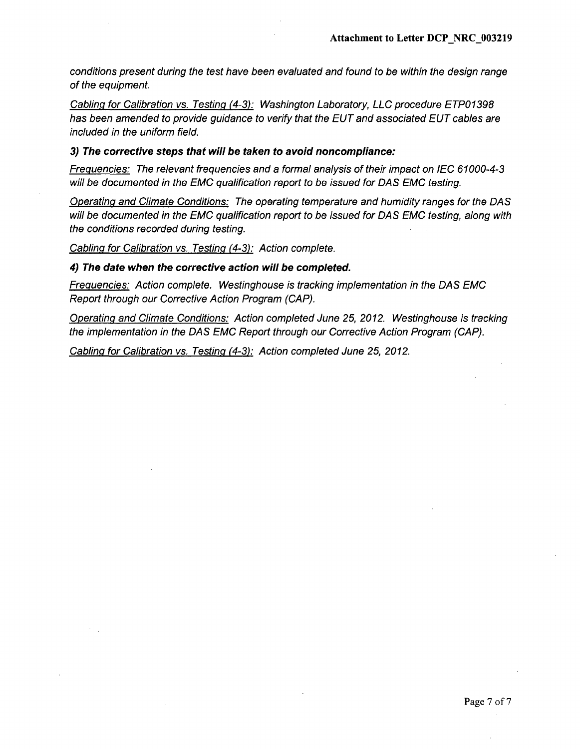*conditions present during the test have been evaluated and found to be within the design range of the equipment.*

*Cabling for Calibration vs. Testing (4-3):* *Washington Laboratory, LLC procedure ETP01398 has been amended to provide guidance to verify that the EUT and associated EUT cables are included in the uniform field.*

***3) The corrective steps that will be taken to avoid noncompliance:***

*Frequencies:* *The relevant frequencies and a formal analysis of their impact on IEC 61000-4-3 will be documented in the EMC qualification report to be issued for DAS EMC testing.*

*Operating and Climate Conditions:* *The operating temperature and humidity ranges for the DAS will be documented in the EMC qualification report to be issued for DAS EMC testing, along with the conditions recorded during testing.*

*Cabling for Calibration vs. Testing (4-3):* *Action complete.*

***4) The date when the corrective action will be completed.***

*Frequencies:* *Action complete. Westinghouse is tracking implementation in the DAS EMC Report through our Corrective Action Program (CAP).*

*Operating and Climate Conditions:* *Action completed June 25, 2012. Westinghouse is tracking the implementation in the DAS EMC Report through our Corrective Action Program (CAP).*

*Cabling for Calibration vs. Testing (4-3):* *Action completed June 25, 2012.*